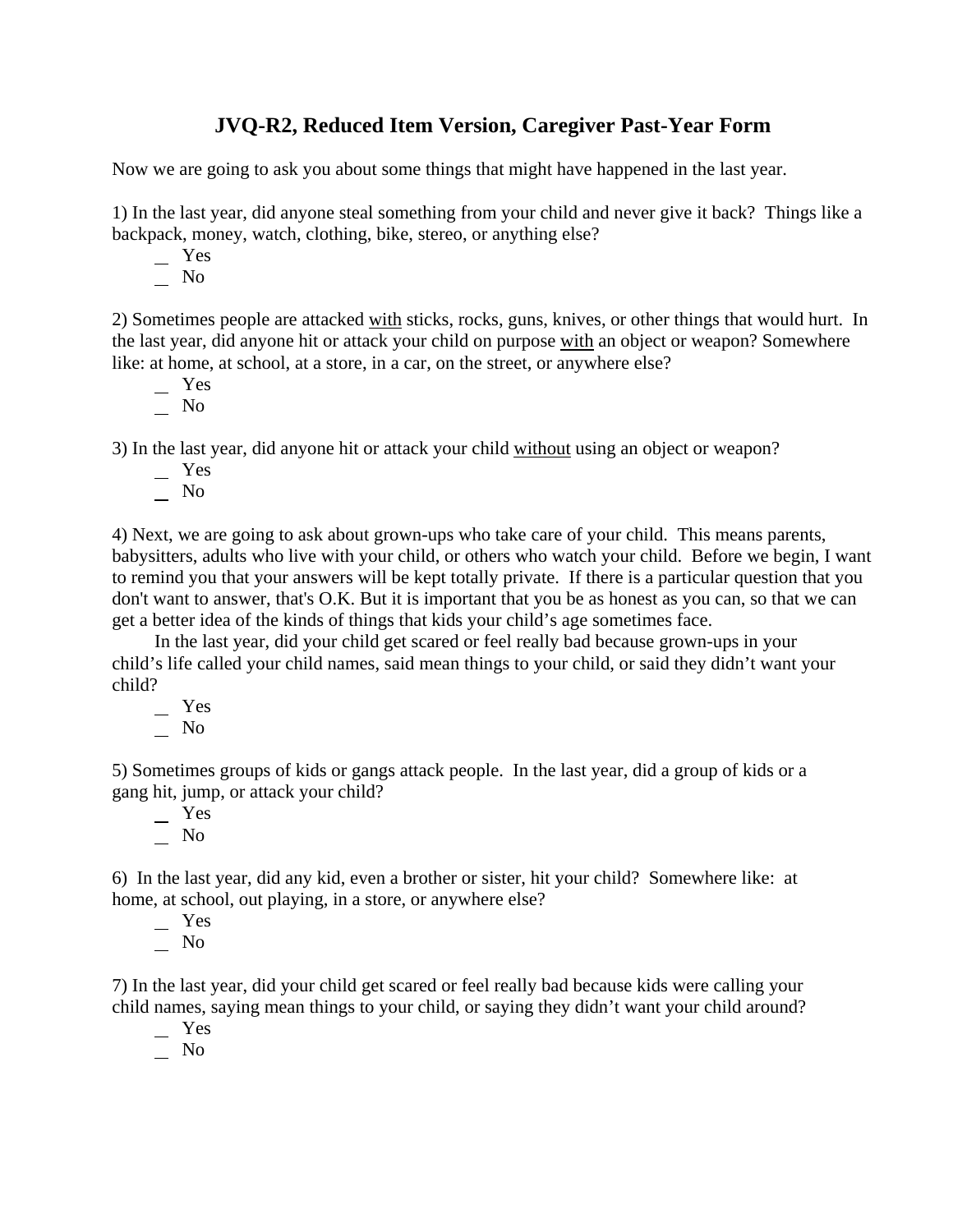# JVQ-R2, Reduced Item Version, Caregiver Past-Year Form

Now we are going to ask you about some things that might have happened in the last year.

1) In the last year, did anyone steal something from your child and never give it back? Things like a backpack, money, watch, clothing, bike, stereo, or anything else?

- __ Yes
- __ No

2) Sometimes people are attacked <u>with</u> sticks, rocks, guns, knives, or other things that would hurt. In the last year, did anyone hit or attack your child on purpose <u>with</u> an object or weapon? Somewhere like: at home, at school, at a store, in a car, on the street, or anywhere else?

- __ Yes
- __ No

3) In the last year, did anyone hit or attack your child <u>without</u> using an object or weapon?

- __ Yes
- __ No

4) Next, we are going to ask about grown-ups who take care of your child. This means parents, babysitters, adults who live with your child, or others who watch your child. Before we begin, I want to remind you that your answers will be kept totally private. If there is a particular question that you don't want to answer, that's O.K. But it is important that you be as honest as you can, so that we can get a better idea of the kinds of things that kids your child's age sometimes face.

In the last year, did your child get scared or feel really bad because grown-ups in your child's life called your child names, said mean things to your child, or said they didn't want your child?

- __ Yes
- __ No

5) Sometimes groups of kids or gangs attack people. In the last year, did a group of kids or a gang hit, jump, or attack your child?

- __ Yes
- __ No

6) In the last year, did any kid, even a brother or sister, hit your child? Somewhere like: at home, at school, out playing, in a store, or anywhere else?

- __ Yes
- __ No

7) In the last year, did your child get scared or feel really bad because kids were calling your child names, saying mean things to your child, or saying they didn't want your child around?

- __ Yes
- __ No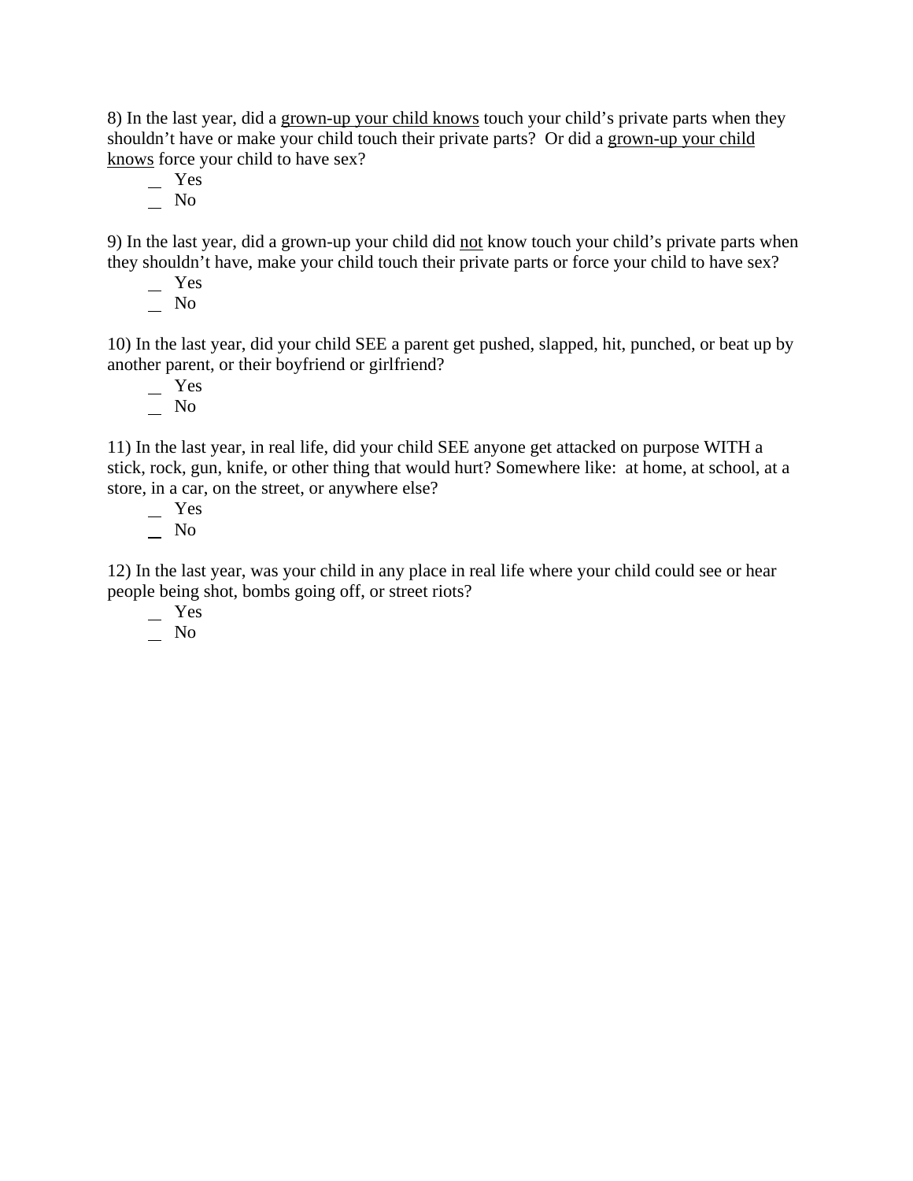8) In the last year, did a <u>grown-up your child knows</u> touch your child's private parts when they shouldn't have or make your child touch their private parts? Or did a <u>grown-up your child knows</u> force your child to have sex?

- __ Yes
- __ No

9) In the last year, did a grown-up your child did <u>not</u> know touch your child's private parts when they shouldn't have, make your child touch their private parts or force your child to have sex?

- __ Yes
- __ No

10) In the last year, did your child SEE a parent get pushed, slapped, hit, punched, or beat up by another parent, or their boyfriend or girlfriend?

- __ Yes
- __ No

11) In the last year, in real life, did your child SEE anyone get attacked on purpose WITH a stick, rock, gun, knife, or other thing that would hurt? Somewhere like: at home, at school, at a store, in a car, on the street, or anywhere else?

- __ Yes
- __ No

12) In the last year, was your child in any place in real life where your child could see or hear people being shot, bombs going off, or street riots?

- __ Yes
- __ No